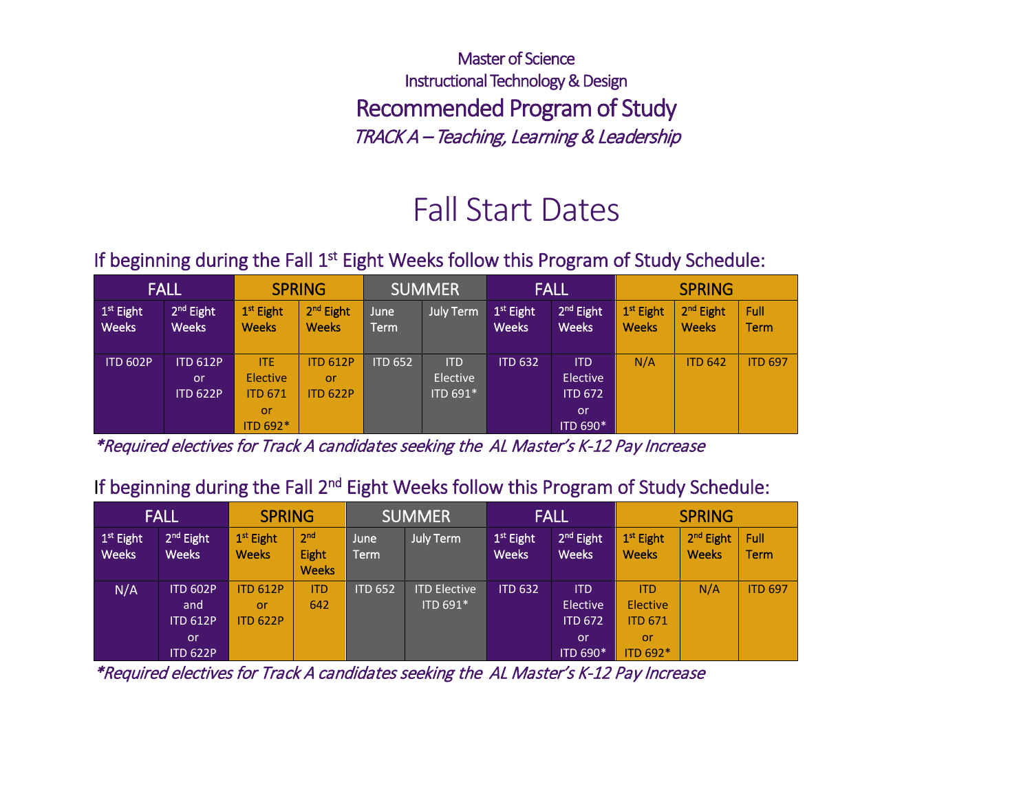# Master of Science
# Instructional Technology & Design

## Recommended Program of Study

*TRACK A – Teaching, Learning & Leadership*

# Fall Start Dates

### If beginning during the Fall 1st Eight Weeks follow this Program of Study Schedule:

| FALL | | SPRING | | SUMMER | | FALL | | SPRING | | |
|---|---|---|---|---|---|---|---|---|---|---|
| 1st Eight Weeks | 2nd Eight Weeks | 1st Eight Weeks | 2nd Eight Weeks | June Term | July Term | 1st Eight Weeks | 2nd Eight Weeks | 1st Eight Weeks | 2nd Eight Weeks | Full Term |
| ITD 602P | ITD 612P or ITD 622P | ITE Elective ITD 671 or ITD 692* | ITD 612P or ITD 622P | ITD 652 | ITD Elective ITD 691* | ITD 632 | ITD Elective ITD 672 or ITD 690* | N/A | ITD 642 | ITD 697 |

*\*Required electives for Track A candidates seeking the AL Master's K-12 Pay Increase*

### If beginning during the Fall 2nd Eight Weeks follow this Program of Study Schedule:

| FALL | | SPRING | | SUMMER | | FALL | | SPRING | | |
|---|---|---|---|---|---|---|---|---|---|---|
| 1st Eight Weeks | 2nd Eight Weeks | 1st Eight Weeks | 2nd Eight Weeks | June Term | July Term | 1st Eight Weeks | 2nd Eight Weeks | 1st Eight Weeks | 2nd Eight Weeks | Full Term |
| N/A | ITD 602P and ITD 612P or ITD 622P | ITD 612P or ITD 622P | ITD 642 | ITD 652 | ITD Elective ITD 691* | ITD 632 | ITD Elective ITD 672 or ITD 690* | ITD Elective ITD 671 or ITD 692* | N/A | ITD 697 |

*\*Required electives for Track A candidates seeking the AL Master's K-12 Pay Increase*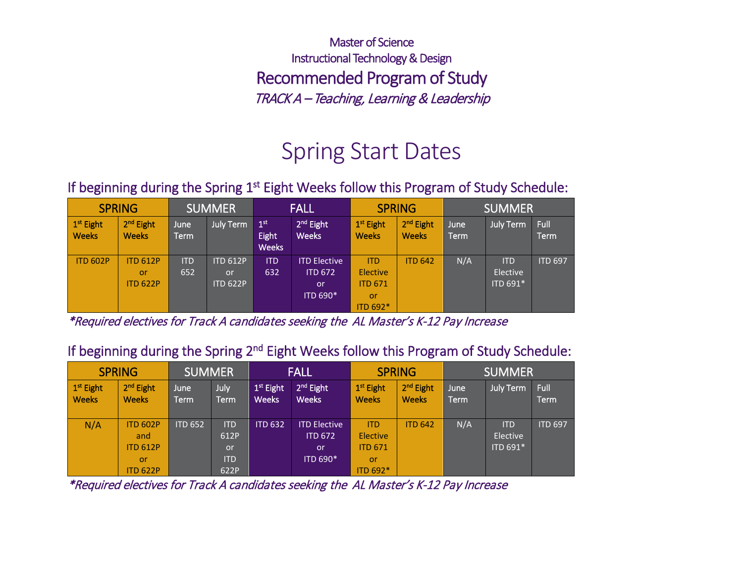Master of Science

Instructional Technology & Design

# Recommended Program of Study

*TRACK A – Teaching, Learning & Leadership*

## Spring Start Dates

### If beginning during the Spring 1st Eight Weeks follow this Program of Study Schedule:

| SPRING | | SUMMER | | FALL | | SPRING | | SUMMER | | |
|---|---|---|---|---|---|---|---|---|---|---|
| 1st Eight Weeks | 2nd Eight Weeks | June Term | July Term | 1st Eight Weeks | 2nd Eight Weeks | 1st Eight Weeks | 2nd Eight Weeks | June Term | July Term | Full Term |
| ITD 602P | ITD 612P or ITD 622P | ITD 652 | ITD 612P or ITD 622P | ITD 632 | ITD Elective ITD 672 or ITD 690* | ITD Elective ITD 671 or ITD 692* | ITD 642 | N/A | ITD Elective ITD 691* | ITD 697 |

*\*Required electives for Track A candidates seeking the AL Master's K-12 Pay Increase*

### If beginning during the Spring 2nd Eight Weeks follow this Program of Study Schedule:

| SPRING | | SUMMER | | FALL | | SPRING | | SUMMER | | |
|---|---|---|---|---|---|---|---|---|---|---|
| 1st Eight Weeks | 2nd Eight Weeks | June Term | July Term | 1st Eight Weeks | 2nd Eight Weeks | 1st Eight Weeks | 2nd Eight Weeks | June Term | July Term | Full Term |
| N/A | ITD 602P and ITD 612P or ITD 622P | ITD 652 | ITD 612P or ITD 622P | ITD 632 | ITD Elective ITD 672 or ITD 690* | ITD Elective ITD 671 or ITD 692* | ITD 642 | N/A | ITD Elective ITD 691* | ITD 697 |

*\*Required electives for Track A candidates seeking the AL Master's K-12 Pay Increase*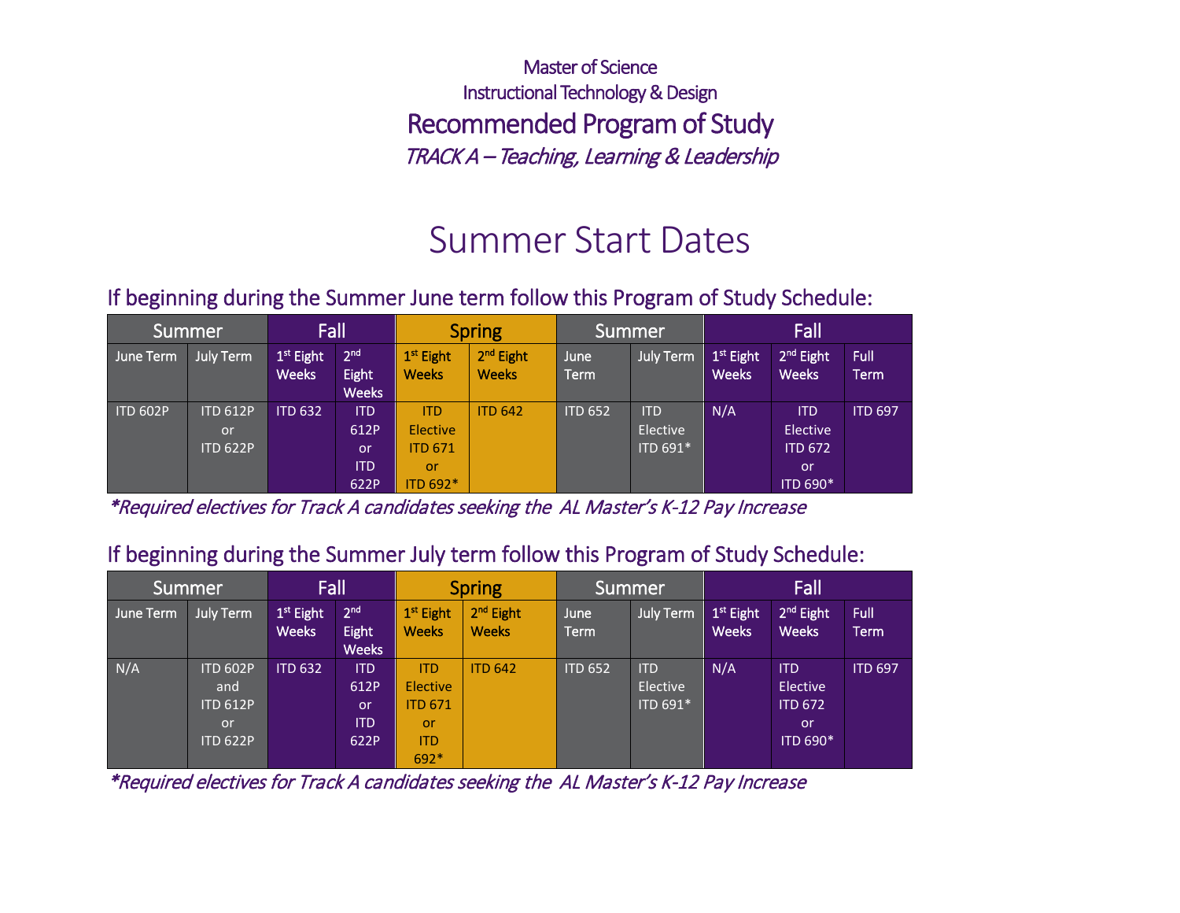Master of Science

Instructional Technology & Design

# Recommended Program of Study

*TRACK A – Teaching, Learning & Leadership*

## Summer Start Dates

### If beginning during the Summer June term follow this Program of Study Schedule:

| Summer | | Fall | | Spring | | Summer | | Fall | | |
|---|---|---|---|---|---|---|---|---|---|---|
| June Term | July Term | 1st Eight Weeks | 2nd Eight Weeks | 1st Eight Weeks | 2nd Eight Weeks | June Term | July Term | 1st Eight Weeks | 2nd Eight Weeks | Full Term |
| ITD 602P | ITD 612P or ITD 622P | ITD 632 | ITD 612P or ITD 622P | ITD Elective ITD 671 or ITD 692* | ITD 642 | ITD 652 | ITD Elective ITD 691* | N/A | ITD Elective ITD 672 or ITD 690* | ITD 697 |

*\*Required electives for Track A candidates seeking the AL Master's K-12 Pay Increase*

### If beginning during the Summer July term follow this Program of Study Schedule:

| Summer | | Fall | | Spring | | Summer | | Fall | | |
|---|---|---|---|---|---|---|---|---|---|---|
| June Term | July Term | 1st Eight Weeks | 2nd Eight Weeks | 1st Eight Weeks | 2nd Eight Weeks | June Term | July Term | 1st Eight Weeks | 2nd Eight Weeks | Full Term |
| N/A | ITD 602P and ITD 612P or ITD 622P | ITD 632 | ITD 612P or ITD 622P | ITD Elective ITD 671 or ITD 692* | ITD 642 | ITD 652 | ITD Elective ITD 691* | N/A | ITD Elective ITD 672 or ITD 690* | ITD 697 |

*\*Required electives for Track A candidates seeking the AL Master's K-12 Pay Increase*